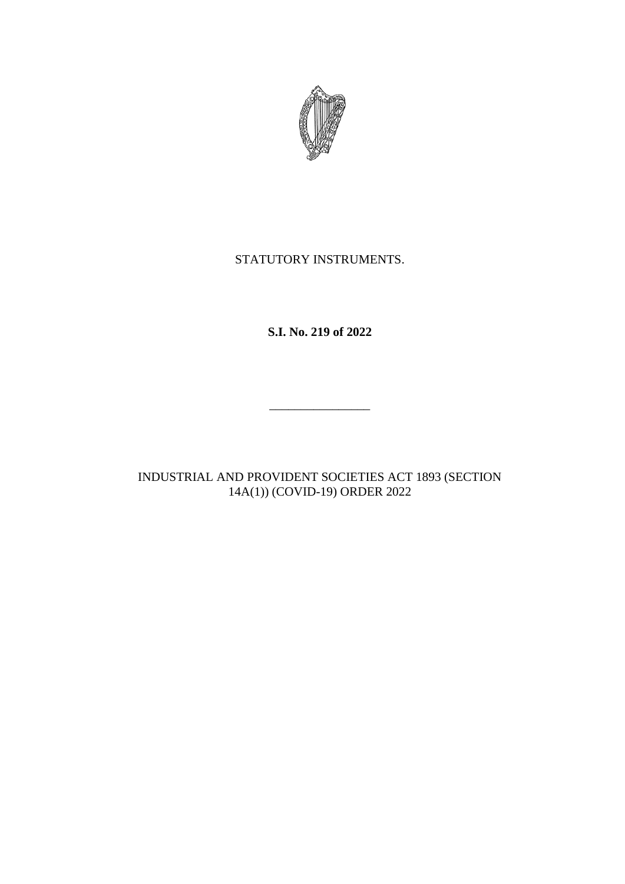STATUTORY INSTRUMENTS.

**S.I. No. 219 of 2022**

————————

INDUSTRIAL AND PROVIDENT SOCIETIES ACT 1893 (SECTION 14A(1)) (COVID-19) ORDER 2022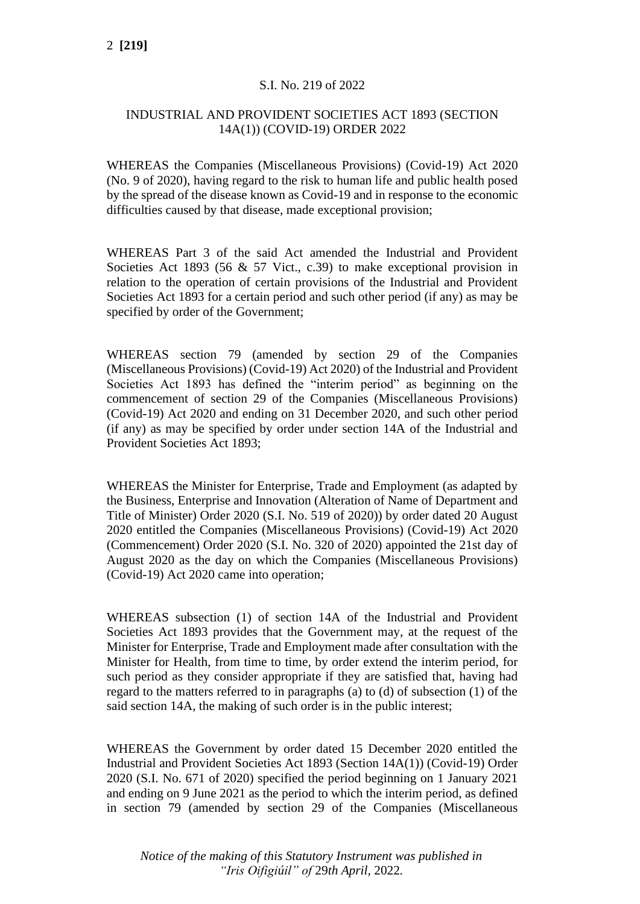S.I. No. 219 of 2022

INDUSTRIAL AND PROVIDENT SOCIETIES ACT 1893 (SECTION 14A(1)) (COVID-19) ORDER 2022

WHEREAS the Companies (Miscellaneous Provisions) (Covid-19) Act 2020 (No. 9 of 2020), having regard to the risk to human life and public health posed by the spread of the disease known as Covid-19 and in response to the economic difficulties caused by that disease, made exceptional provision;

WHEREAS Part 3 of the said Act amended the Industrial and Provident Societies Act 1893 (56 & 57 Vict., c.39) to make exceptional provision in relation to the operation of certain provisions of the Industrial and Provident Societies Act 1893 for a certain period and such other period (if any) as may be specified by order of the Government;

WHEREAS section 79 (amended by section 29 of the Companies (Miscellaneous Provisions) (Covid-19) Act 2020) of the Industrial and Provident Societies Act 1893 has defined the "interim period" as beginning on the commencement of section 29 of the Companies (Miscellaneous Provisions) (Covid-19) Act 2020 and ending on 31 December 2020, and such other period (if any) as may be specified by order under section 14A of the Industrial and Provident Societies Act 1893;

WHEREAS the Minister for Enterprise, Trade and Employment (as adapted by the Business, Enterprise and Innovation (Alteration of Name of Department and Title of Minister) Order 2020 (S.I. No. 519 of 2020)) by order dated 20 August 2020 entitled the Companies (Miscellaneous Provisions) (Covid-19) Act 2020 (Commencement) Order 2020 (S.I. No. 320 of 2020) appointed the 21st day of August 2020 as the day on which the Companies (Miscellaneous Provisions) (Covid-19) Act 2020 came into operation;

WHEREAS subsection (1) of section 14A of the Industrial and Provident Societies Act 1893 provides that the Government may, at the request of the Minister for Enterprise, Trade and Employment made after consultation with the Minister for Health, from time to time, by order extend the interim period, for such period as they consider appropriate if they are satisfied that, having had regard to the matters referred to in paragraphs (a) to (d) of subsection (1) of the said section 14A, the making of such order is in the public interest;

WHEREAS the Government by order dated 15 December 2020 entitled the Industrial and Provident Societies Act 1893 (Section 14A(1)) (Covid-19) Order 2020 (S.I. No. 671 of 2020) specified the period beginning on 1 January 2021 and ending on 9 June 2021 as the period to which the interim period, as defined in section 79 (amended by section 29 of the Companies (Miscellaneous

*Notice of the making of this Statutory Instrument was published in "Iris Oifigiúil" of* 29*th April,* 2022*.*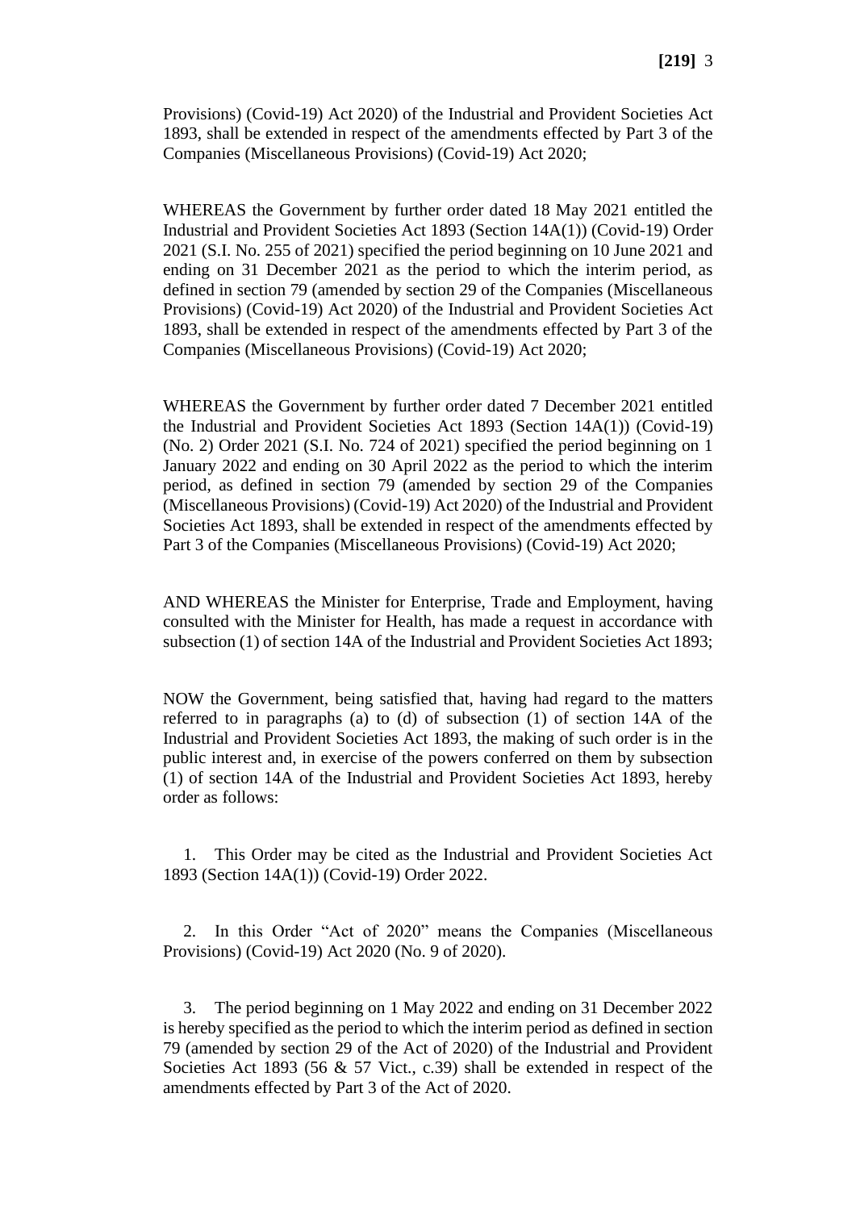Provisions) (Covid-19) Act 2020) of the Industrial and Provident Societies Act 1893, shall be extended in respect of the amendments effected by Part 3 of the Companies (Miscellaneous Provisions) (Covid-19) Act 2020;

WHEREAS the Government by further order dated 18 May 2021 entitled the Industrial and Provident Societies Act 1893 (Section 14A(1)) (Covid-19) Order 2021 (S.I. No. 255 of 2021) specified the period beginning on 10 June 2021 and ending on 31 December 2021 as the period to which the interim period, as defined in section 79 (amended by section 29 of the Companies (Miscellaneous Provisions) (Covid-19) Act 2020) of the Industrial and Provident Societies Act 1893, shall be extended in respect of the amendments effected by Part 3 of the Companies (Miscellaneous Provisions) (Covid-19) Act 2020;

WHEREAS the Government by further order dated 7 December 2021 entitled the Industrial and Provident Societies Act 1893 (Section 14A(1)) (Covid-19) (No. 2) Order 2021 (S.I. No. 724 of 2021) specified the period beginning on 1 January 2022 and ending on 30 April 2022 as the period to which the interim period, as defined in section 79 (amended by section 29 of the Companies (Miscellaneous Provisions) (Covid-19) Act 2020) of the Industrial and Provident Societies Act 1893, shall be extended in respect of the amendments effected by Part 3 of the Companies (Miscellaneous Provisions) (Covid-19) Act 2020;

AND WHEREAS the Minister for Enterprise, Trade and Employment, having consulted with the Minister for Health, has made a request in accordance with subsection (1) of section 14A of the Industrial and Provident Societies Act 1893;

NOW the Government, being satisfied that, having had regard to the matters referred to in paragraphs (a) to (d) of subsection (1) of section 14A of the Industrial and Provident Societies Act 1893, the making of such order is in the public interest and, in exercise of the powers conferred on them by subsection (1) of section 14A of the Industrial and Provident Societies Act 1893, hereby order as follows:

1. This Order may be cited as the Industrial and Provident Societies Act 1893 (Section 14A(1)) (Covid-19) Order 2022.

2. In this Order "Act of 2020" means the Companies (Miscellaneous Provisions) (Covid-19) Act 2020 (No. 9 of 2020).

3. The period beginning on 1 May 2022 and ending on 31 December 2022 is hereby specified as the period to which the interim period as defined in section 79 (amended by section 29 of the Act of 2020) of the Industrial and Provident Societies Act 1893 (56 & 57 Vict., c.39) shall be extended in respect of the amendments effected by Part 3 of the Act of 2020.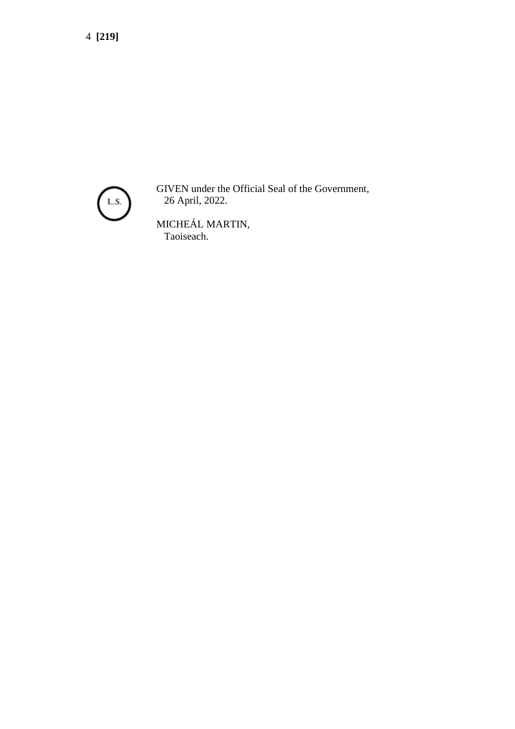L.S.

GIVEN under the Official Seal of the Government,
26 April, 2022.

MICHEÁL MARTIN,
Taoiseach.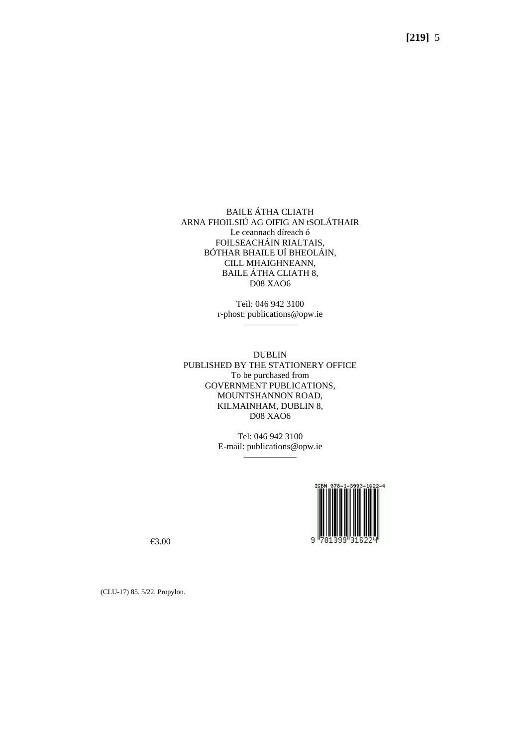BAILE ÁTHA CLIATH
ARNA FHOILSIÚ AG OIFIG AN tSOLÁTHAIR
Le ceannach díreach ó
FOILSEACHÁIN RIALTAIS,
BÓTHAR BHAILE UÍ BHEOLÁIN,
CILL MHAIGHNEANN,
BAILE ÁTHA CLIATH 8,
D08 XAO6

Teil: 046 942 3100
r-phost: publications@opw.ie

---

DUBLIN
PUBLISHED BY THE STATIONERY OFFICE
To be purchased from
GOVERNMENT PUBLICATIONS,
MOUNTSHANNON ROAD,
KILMAINHAM, DUBLIN 8,
D08 XAO6

Tel: 046 942 3100
E-mail: publications@opw.ie

---

ISBN 978-1-3993-1622-4

9 781399 316224

€3.00

(CLU-17) 85. 5/22. Propylon.